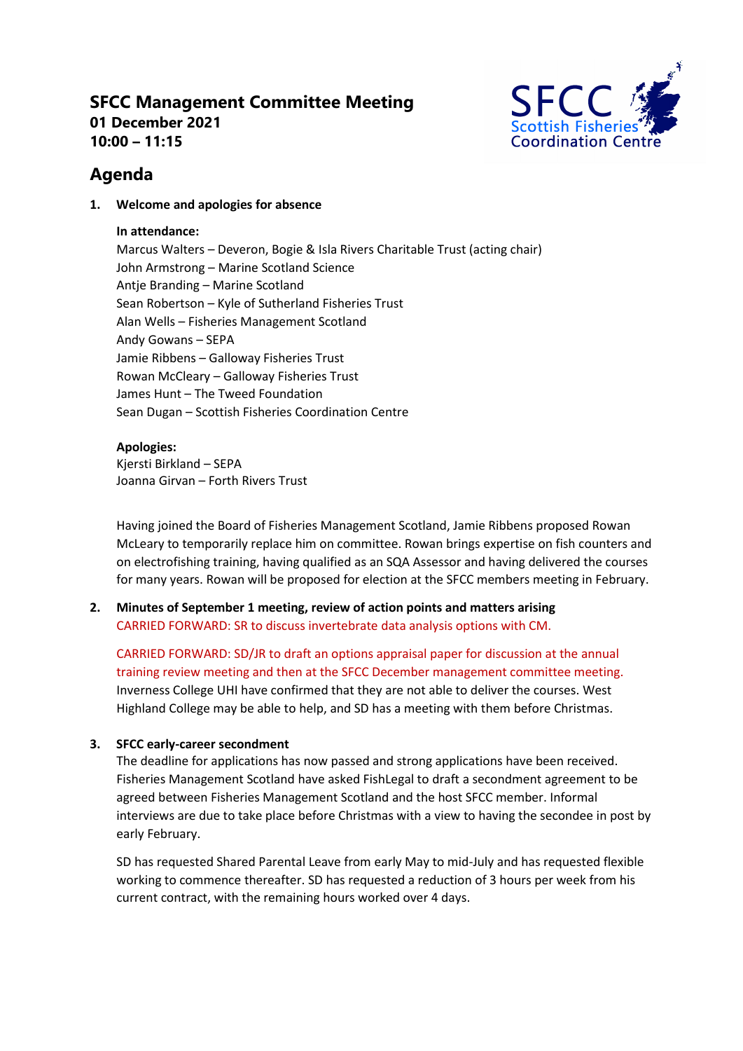# SFCC Management Committee Meeting

**01 December 2021**
**10:00 – 11:15**

## Agenda

**1. Welcome and apologies for absence**

**In attendance:**
Marcus Walters – Deveron, Bogie & Isla Rivers Charitable Trust (acting chair)
John Armstrong – Marine Scotland Science
Antje Branding – Marine Scotland
Sean Robertson – Kyle of Sutherland Fisheries Trust
Alan Wells – Fisheries Management Scotland
Andy Gowans – SEPA
Jamie Ribbens – Galloway Fisheries Trust
Rowan McCleary – Galloway Fisheries Trust
James Hunt – The Tweed Foundation
Sean Dugan – Scottish Fisheries Coordination Centre

**Apologies:**
Kjersti Birkland – SEPA
Joanna Girvan – Forth Rivers Trust

Having joined the Board of Fisheries Management Scotland, Jamie Ribbens proposed Rowan McLeary to temporarily replace him on committee. Rowan brings expertise on fish counters and on electrofishing training, having qualified as an SQA Assessor and having delivered the courses for many years. Rowan will be proposed for election at the SFCC members meeting in February.

**2. Minutes of September 1 meeting, review of action points and matters arising**

CARRIED FORWARD: SR to discuss invertebrate data analysis options with CM.

CARRIED FORWARD: SD/JR to draft an options appraisal paper for discussion at the annual training review meeting and then at the SFCC December management committee meeting. Inverness College UHI have confirmed that they are not able to deliver the courses. West Highland College may be able to help, and SD has a meeting with them before Christmas.

**3. SFCC early-career secondment**

The deadline for applications has now passed and strong applications have been received. Fisheries Management Scotland have asked FishLegal to draft a secondment agreement to be agreed between Fisheries Management Scotland and the host SFCC member. Informal interviews are due to take place before Christmas with a view to having the secondee in post by early February.

SD has requested Shared Parental Leave from early May to mid-July and has requested flexible working to commence thereafter. SD has requested a reduction of 3 hours per week from his current contract, with the remaining hours worked over 4 days.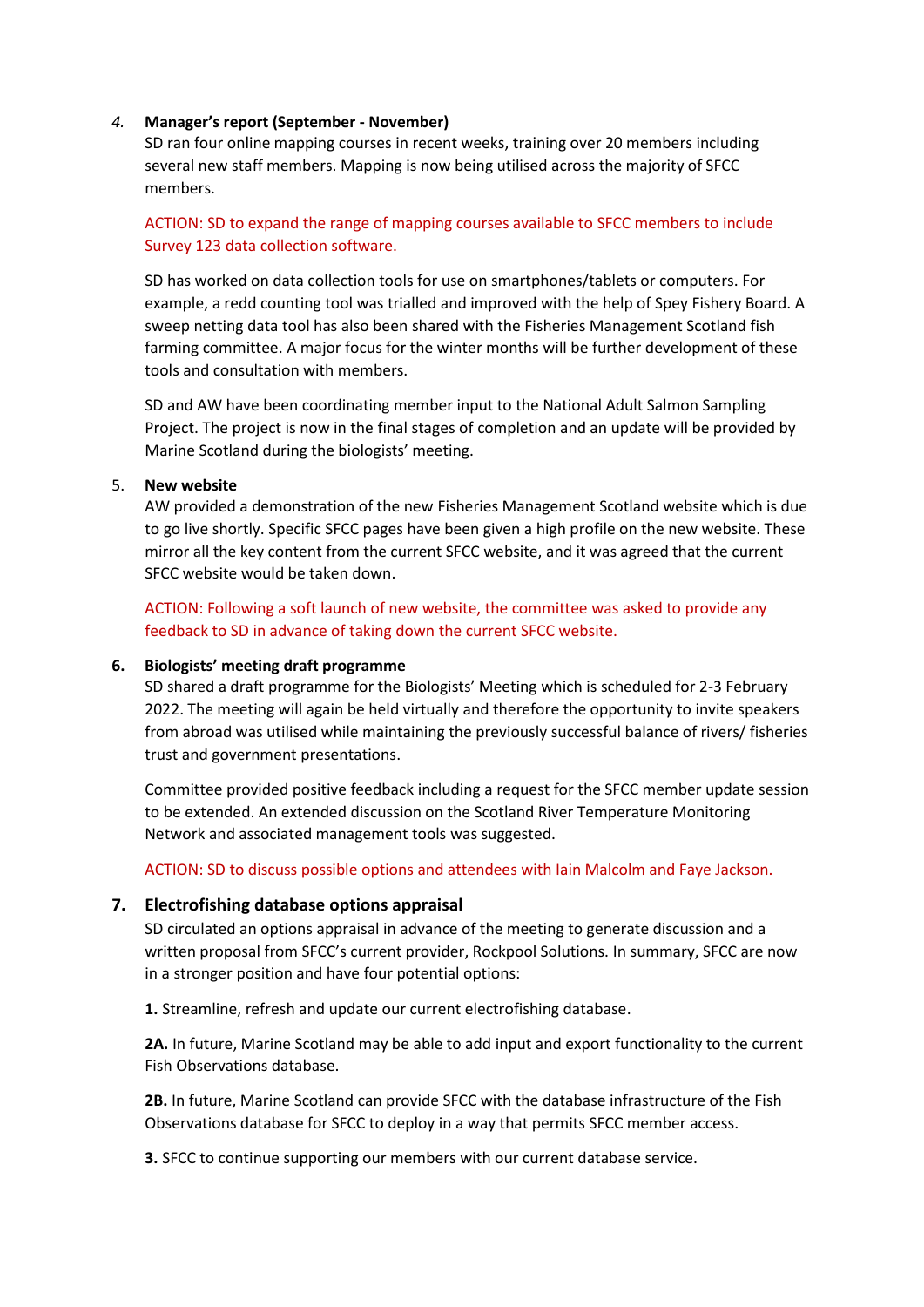4. **Manager's report (September - November)**

   SD ran four online mapping courses in recent weeks, training over 20 members including several new staff members. Mapping is now being utilised across the majority of SFCC members.

   ACTION: SD to expand the range of mapping courses available to SFCC members to include Survey 123 data collection software.

   SD has worked on data collection tools for use on smartphones/tablets or computers. For example, a redd counting tool was trialled and improved with the help of Spey Fishery Board. A sweep netting data tool has also been shared with the Fisheries Management Scotland fish farming committee. A major focus for the winter months will be further development of these tools and consultation with members.

   SD and AW have been coordinating member input to the National Adult Salmon Sampling Project. The project is now in the final stages of completion and an update will be provided by Marine Scotland during the biologists' meeting.

5. **New website**

   AW provided a demonstration of the new Fisheries Management Scotland website which is due to go live shortly. Specific SFCC pages have been given a high profile on the new website. These mirror all the key content from the current SFCC website, and it was agreed that the current SFCC website would be taken down.

   ACTION: Following a soft launch of new website, the committee was asked to provide any feedback to SD in advance of taking down the current SFCC website.

6. **Biologists' meeting draft programme**

   SD shared a draft programme for the Biologists' Meeting which is scheduled for 2-3 February 2022. The meeting will again be held virtually and therefore the opportunity to invite speakers from abroad was utilised while maintaining the previously successful balance of rivers/ fisheries trust and government presentations.

   Committee provided positive feedback including a request for the SFCC member update session to be extended. An extended discussion on the Scotland River Temperature Monitoring Network and associated management tools was suggested.

   ACTION: SD to discuss possible options and attendees with Iain Malcolm and Faye Jackson.

7. **Electrofishing database options appraisal**

   SD circulated an options appraisal in advance of the meeting to generate discussion and a written proposal from SFCC's current provider, Rockpool Solutions. In summary, SFCC are now in a stronger position and have four potential options:

   **1.** Streamline, refresh and update our current electrofishing database.

   **2A.** In future, Marine Scotland may be able to add input and export functionality to the current Fish Observations database.

   **2B.** In future, Marine Scotland can provide SFCC with the database infrastructure of the Fish Observations database for SFCC to deploy in a way that permits SFCC member access.

   **3.** SFCC to continue supporting our members with our current database service.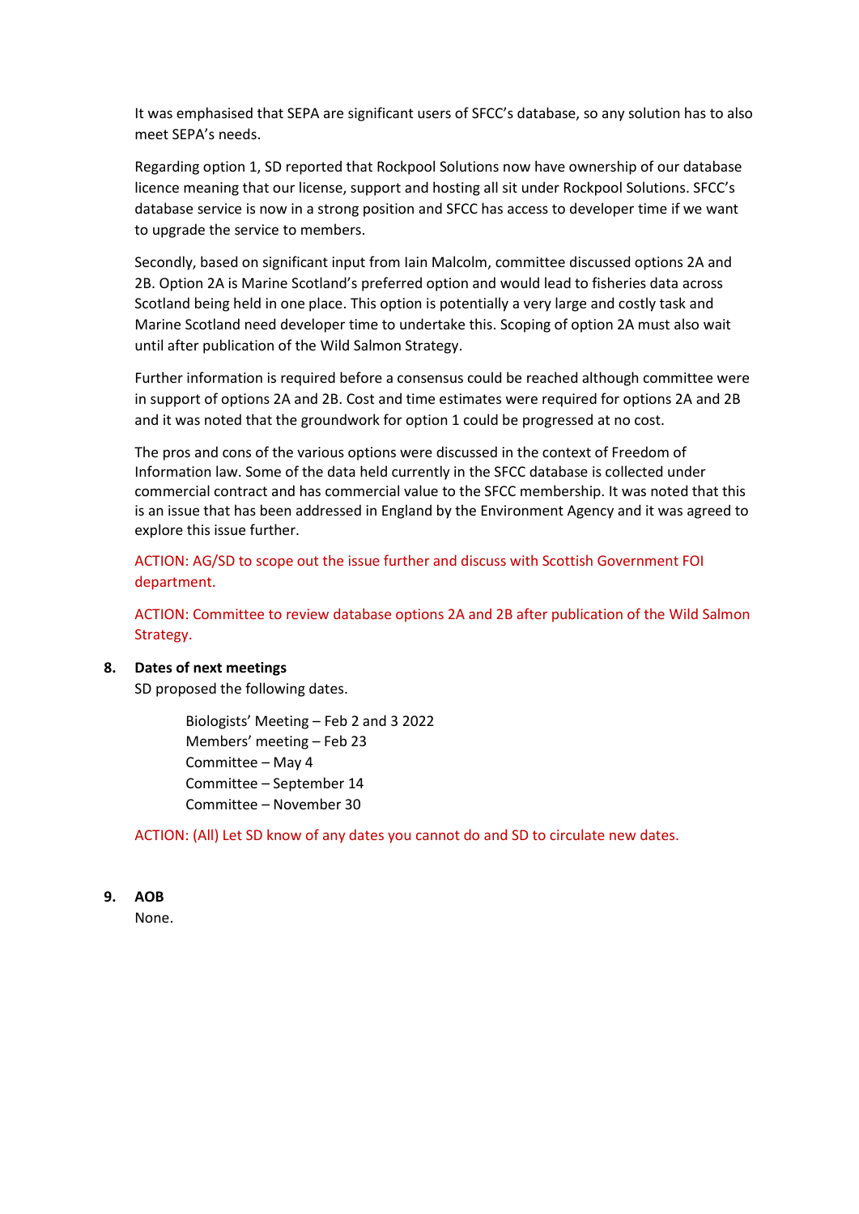It was emphasised that SEPA are significant users of SFCC's database, so any solution has to also meet SEPA's needs.

Regarding option 1, SD reported that Rockpool Solutions now have ownership of our database licence meaning that our license, support and hosting all sit under Rockpool Solutions. SFCC's database service is now in a strong position and SFCC has access to developer time if we want to upgrade the service to members.

Secondly, based on significant input from Iain Malcolm, committee discussed options 2A and 2B. Option 2A is Marine Scotland's preferred option and would lead to fisheries data across Scotland being held in one place. This option is potentially a very large and costly task and Marine Scotland need developer time to undertake this. Scoping of option 2A must also wait until after publication of the Wild Salmon Strategy.

Further information is required before a consensus could be reached although committee were in support of options 2A and 2B. Cost and time estimates were required for options 2A and 2B and it was noted that the groundwork for option 1 could be progressed at no cost.

The pros and cons of the various options were discussed in the context of Freedom of Information law. Some of the data held currently in the SFCC database is collected under commercial contract and has commercial value to the SFCC membership. It was noted that this is an issue that has been addressed in England by the Environment Agency and it was agreed to explore this issue further.

ACTION: AG/SD to scope out the issue further and discuss with Scottish Government FOI department.

ACTION: Committee to review database options 2A and 2B after publication of the Wild Salmon Strategy.

**8. Dates of next meetings**

SD proposed the following dates.

Biologists' Meeting – Feb 2 and 3 2022
Members' meeting – Feb 23
Committee – May 4
Committee – September 14
Committee – November 30

ACTION: (All) Let SD know of any dates you cannot do and SD to circulate new dates.

**9. AOB**

None.